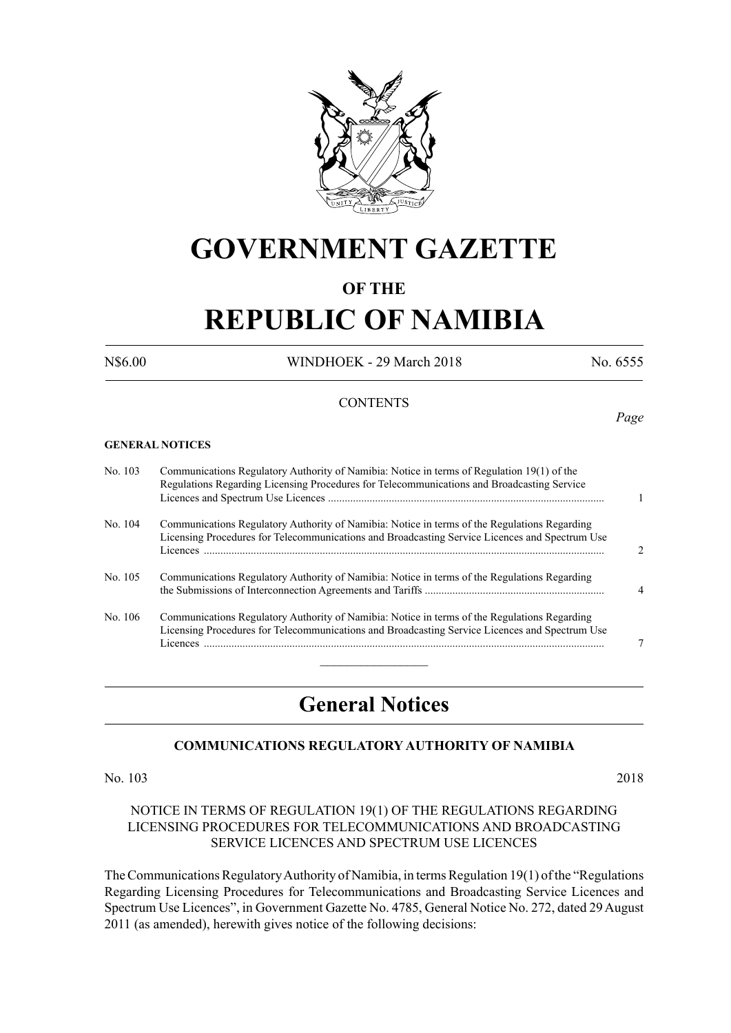# GOVERNMENT GAZETTE

## OF THE

# REPUBLIC OF NAMIBIA

N$6.00 WINDHOEK - 29 March 2018 No. 6555

CONTENTS

*Page*

**GENERAL NOTICES**

| | | |
|---|---|---|
| No. 103 | Communications Regulatory Authority of Namibia: Notice in terms of Regulation 19(1) of the Regulations Regarding Licensing Procedures for Telecommunications and Broadcasting Service Licences and Spectrum Use Licences ................................................................................................... | 1 |
| No. 104 | Communications Regulatory Authority of Namibia: Notice in terms of the Regulations Regarding Licensing Procedures for Telecommunications and Broadcasting Service Licences and Spectrum Use Licences ................................................................................................... | 2 |
| No. 105 | Communications Regulatory Authority of Namibia: Notice in terms of the Regulations Regarding the Submissions of Interconnection Agreements and Tariffs ................................................................ | 4 |
| No. 106 | Communications Regulatory Authority of Namibia: Notice in terms of the Regulations Regarding Licensing Procedures for Telecommunications and Broadcasting Service Licences and Spectrum Use Licences ................................................................................................... | 7 |

---

## General Notices

### COMMUNICATIONS REGULATORY AUTHORITY OF NAMIBIA

No. 103 2018

NOTICE IN TERMS OF REGULATION 19(1) OF THE REGULATIONS REGARDING LICENSING PROCEDURES FOR TELECOMMUNICATIONS AND BROADCASTING SERVICE LICENCES AND SPECTRUM USE LICENCES

The Communications Regulatory Authority of Namibia, in terms Regulation 19(1) of the "Regulations Regarding Licensing Procedures for Telecommunications and Broadcasting Service Licences and Spectrum Use Licences", in Government Gazette No. 4785, General Notice No. 272, dated 29 August 2011 (as amended), herewith gives notice of the following decisions: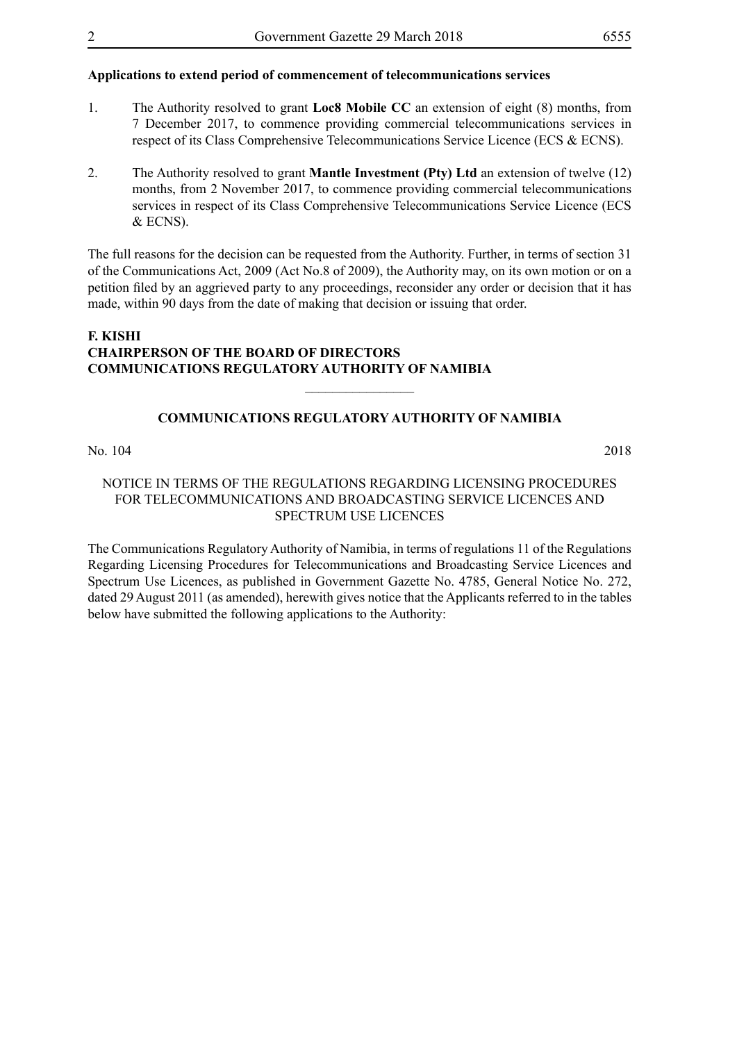**Applications to extend period of commencement of telecommunications services**

1. The Authority resolved to grant **Loc8 Mobile CC** an extension of eight (8) months, from 7 December 2017, to commence providing commercial telecommunications services in respect of its Class Comprehensive Telecommunications Service Licence (ECS & ECNS).

2. The Authority resolved to grant **Mantle Investment (Pty) Ltd** an extension of twelve (12) months, from 2 November 2017, to commence providing commercial telecommunications services in respect of its Class Comprehensive Telecommunications Service Licence (ECS & ECNS).

The full reasons for the decision can be requested from the Authority. Further, in terms of section 31 of the Communications Act, 2009 (Act No.8 of 2009), the Authority may, on its own motion or on a petition filed by an aggrieved party to any proceedings, reconsider any order or decision that it has made, within 90 days from the date of making that decision or issuing that order.

**F. KISHI**
**CHAIRPERSON OF THE BOARD OF DIRECTORS**
**COMMUNICATIONS REGULATORY AUTHORITY OF NAMIBIA**

---

**COMMUNICATIONS REGULATORY AUTHORITY OF NAMIBIA**

No. 104 2018

NOTICE IN TERMS OF THE REGULATIONS REGARDING LICENSING PROCEDURES FOR TELECOMMUNICATIONS AND BROADCASTING SERVICE LICENCES AND SPECTRUM USE LICENCES

The Communications Regulatory Authority of Namibia, in terms of regulations 11 of the Regulations Regarding Licensing Procedures for Telecommunications and Broadcasting Service Licences and Spectrum Use Licences, as published in Government Gazette No. 4785, General Notice No. 272, dated 29 August 2011 (as amended), herewith gives notice that the Applicants referred to in the tables below have submitted the following applications to the Authority: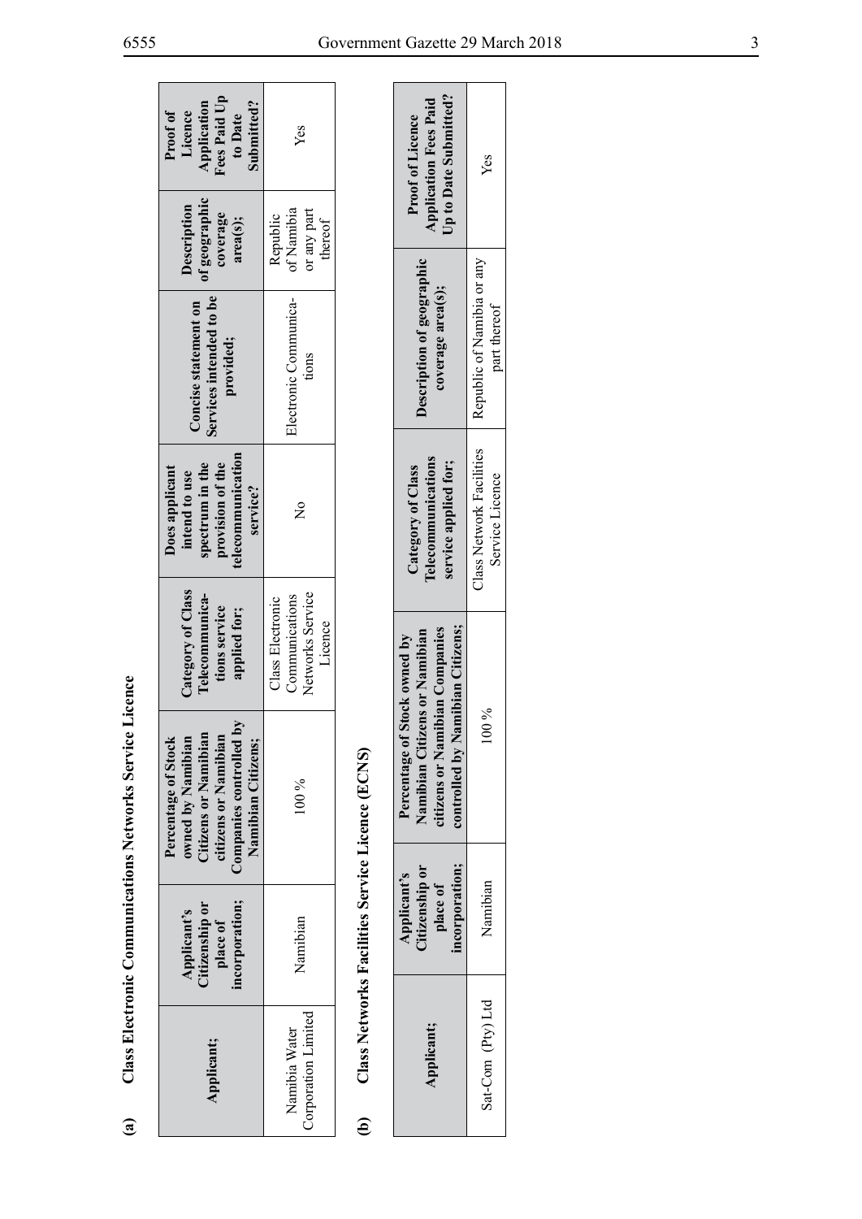**(a) Class Electronic Communications Networks Service Licence**

| Applicant; | Applicant's Citizenship or place of incorporation; | Percentage of Stock owned by Namibian Citizens or Namibian citizens or Namibian Companies controlled by Namibian Citizens; | Category of Class Telecommunications service applied for; | Does applicant intend to use spectrum in the provision of the telecommunication service? | Concise statement on Services intended to be provided; | Description of geographic coverage area(s); | Proof of Licence Application Fees Paid Up to Date Submitted? |
|---|---|---|---|---|---|---|---|
| Namibia Water Corporation Limited | Namibian | 100 % | Class Electronic Communications Networks Service Licence | No | Electronic Communications | Republic of Namibia or any part thereof | Yes |

**(b) Class Networks Facilities Service Licence (ECNS)**

| Applicant; | Applicant's Citizenship or place of incorporation; | Percentage of Stock owned by Namibian Citizens or Namibian citizens or Namibian Companies controlled by Namibian Citizens; | Category of Class Telecommunications service applied for; | Description of geographic coverage area(s); | Proof of Licence Application Fees Paid Up to Date Submitted? |
|---|---|---|---|---|---|
| Sat-Com (Pty) Ltd | Namibian | 100 % | Class Network Facilities Service Licence | Republic of Namibia or any part thereof | Yes |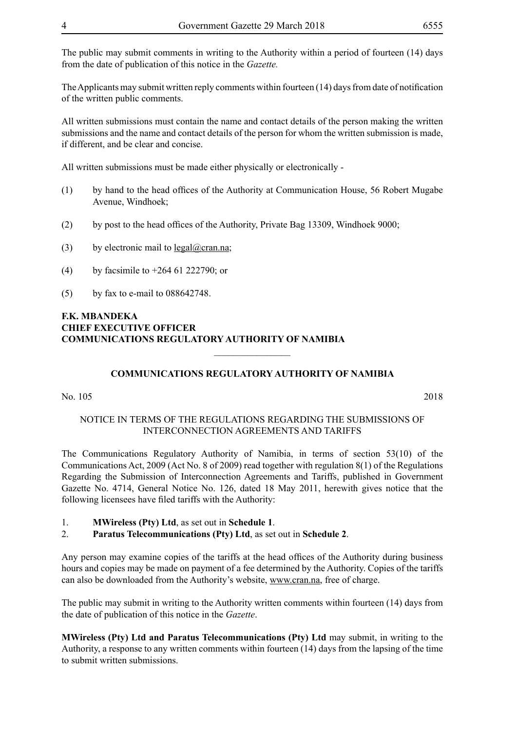The public may submit comments in writing to the Authority within a period of fourteen (14) days from the date of publication of this notice in the *Gazette.*

The Applicants may submit written reply comments within fourteen (14) days from date of notification of the written public comments.

All written submissions must contain the name and contact details of the person making the written submissions and the name and contact details of the person for whom the written submission is made, if different, and be clear and concise.

All written submissions must be made either physically or electronically -

(1) by hand to the head offices of the Authority at Communication House, 56 Robert Mugabe Avenue, Windhoek;

(2) by post to the head offices of the Authority, Private Bag 13309, Windhoek 9000;

(3) by electronic mail to legal@cran.na;

(4) by facsimile to +264 61 222790; or

(5) by fax to e-mail to 088642748.

**F.K. MBANDEKA**
**CHIEF EXECUTIVE OFFICER**
**COMMUNICATIONS REGULATORY AUTHORITY OF NAMIBIA**

---

## COMMUNICATIONS REGULATORY AUTHORITY OF NAMIBIA

No. 105 2018

NOTICE IN TERMS OF THE REGULATIONS REGARDING THE SUBMISSIONS OF INTERCONNECTION AGREEMENTS AND TARIFFS

The Communications Regulatory Authority of Namibia, in terms of section 53(10) of the Communications Act, 2009 (Act No. 8 of 2009) read together with regulation 8(1) of the Regulations Regarding the Submission of Interconnection Agreements and Tariffs, published in Government Gazette No. 4714, General Notice No. 126, dated 18 May 2011, herewith gives notice that the following licensees have filed tariffs with the Authority:

1. **MWireless (Pty) Ltd**, as set out in **Schedule 1**.
2. **Paratus Telecommunications (Pty) Ltd**, as set out in **Schedule 2**.

Any person may examine copies of the tariffs at the head offices of the Authority during business hours and copies may be made on payment of a fee determined by the Authority. Copies of the tariffs can also be downloaded from the Authority's website, www.cran.na, free of charge.

The public may submit in writing to the Authority written comments within fourteen (14) days from the date of publication of this notice in the *Gazette*.

**MWireless (Pty) Ltd and Paratus Telecommunications (Pty) Ltd** may submit, in writing to the Authority, a response to any written comments within fourteen (14) days from the lapsing of the time to submit written submissions.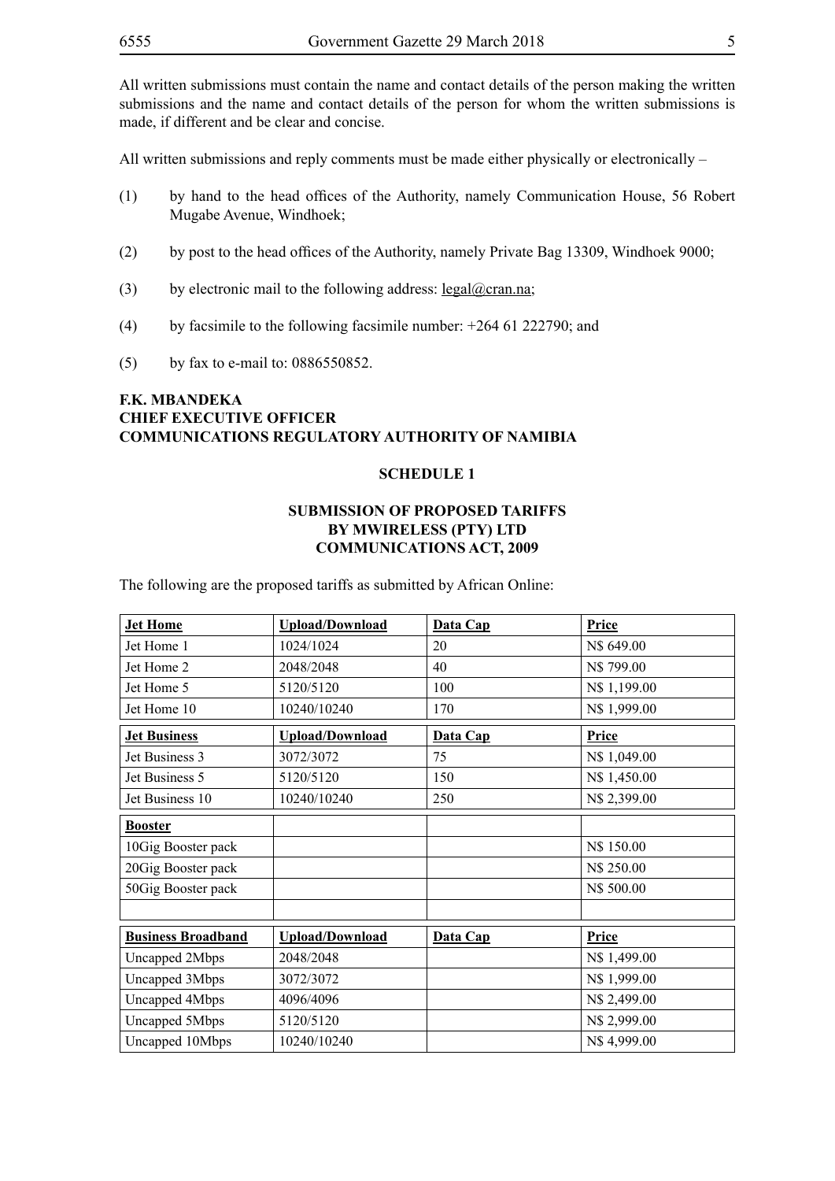All written submissions must contain the name and contact details of the person making the written submissions and the name and contact details of the person for whom the written submissions is made, if different and be clear and concise.

All written submissions and reply comments must be made either physically or electronically –

(1) by hand to the head offices of the Authority, namely Communication House, 56 Robert Mugabe Avenue, Windhoek;

(2) by post to the head offices of the Authority, namely Private Bag 13309, Windhoek 9000;

(3) by electronic mail to the following address: legal@cran.na;

(4) by facsimile to the following facsimile number: +264 61 222790; and

(5) by fax to e-mail to: 0886550852.

**F.K. MBANDEKA**
**CHIEF EXECUTIVE OFFICER**
**COMMUNICATIONS REGULATORY AUTHORITY OF NAMIBIA**

**SCHEDULE 1**

**SUBMISSION OF PROPOSED TARIFFS**
**BY MWIRELESS (PTY) LTD**
**COMMUNICATIONS ACT, 2009**

The following are the proposed tariffs as submitted by African Online:

| **Jet Home** | **Upload/Download** | **Data Cap** | **Price** |
|---|---|---|---|
| Jet Home 1 | 1024/1024 | 20 | N$ 649.00 |
| Jet Home 2 | 2048/2048 | 40 | N$ 799.00 |
| Jet Home 5 | 5120/5120 | 100 | N$ 1,199.00 |
| Jet Home 10 | 10240/10240 | 170 | N$ 1,999.00 |
| **Jet Business** | **Upload/Download** | **Data Cap** | **Price** |
| Jet Business 3 | 3072/3072 | 75 | N$ 1,049.00 |
| Jet Business 5 | 5120/5120 | 150 | N$ 1,450.00 |
| Jet Business 10 | 10240/10240 | 250 | N$ 2,399.00 |
| **Booster** | | | |
| 10Gig Booster pack | | | N$ 150.00 |
| 20Gig Booster pack | | | N$ 250.00 |
| 50Gig Booster pack | | | N$ 500.00 |
| | | | |
| **Business Broadband** | **Upload/Download** | **Data Cap** | **Price** |
| Uncapped 2Mbps | 2048/2048 | | N$ 1,499.00 |
| Uncapped 3Mbps | 3072/3072 | | N$ 1,999.00 |
| Uncapped 4Mbps | 4096/4096 | | N$ 2,499.00 |
| Uncapped 5Mbps | 5120/5120 | | N$ 2,999.00 |
| Uncapped 10Mbps | 10240/10240 | | N$ 4,999.00 |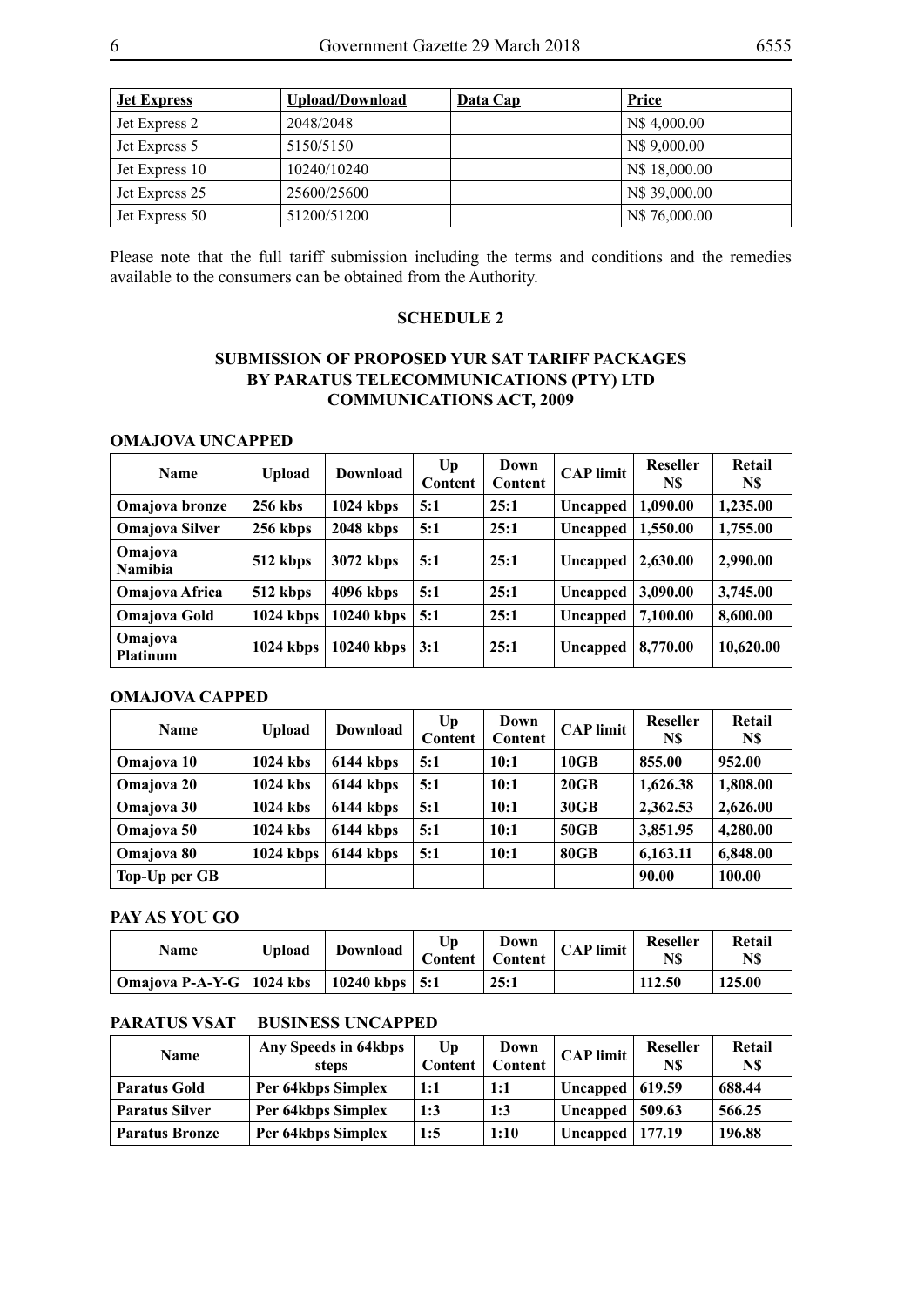| Jet Express | Upload/Download | Data Cap | Price |
|---|---|---|---|
| Jet Express 2 | 2048/2048 | | N$ 4,000.00 |
| Jet Express 5 | 5150/5150 | | N$ 9,000.00 |
| Jet Express 10 | 10240/10240 | | N$ 18,000.00 |
| Jet Express 25 | 25600/25600 | | N$ 39,000.00 |
| Jet Express 50 | 51200/51200 | | N$ 76,000.00 |

Please note that the full tariff submission including the terms and conditions and the remedies available to the consumers can be obtained from the Authority.

## SCHEDULE 2

### SUBMISSION OF PROPOSED YUR SAT TARIFF PACKAGES BY PARATUS TELECOMMUNICATIONS (PTY) LTD COMMUNICATIONS ACT, 2009

**OMAJOVA UNCAPPED**

| Name | Upload | Download | Up Content | Down Content | CAP limit | Reseller N$ | Retail N$ |
|---|---|---|---|---|---|---|---|
| **Omajova bronze** | **256 kbs** | **1024 kbps** | **5:1** | **25:1** | **Uncapped** | **1,090.00** | **1,235.00** |
| **Omajova Silver** | **256 kbps** | **2048 kbps** | **5:1** | **25:1** | **Uncapped** | **1,550.00** | **1,755.00** |
| **Omajova Namibia** | **512 kbps** | **3072 kbps** | **5:1** | **25:1** | **Uncapped** | **2,630.00** | **2,990.00** |
| **Omajova Africa** | **512 kbps** | **4096 kbps** | **5:1** | **25:1** | **Uncapped** | **3,090.00** | **3,745.00** |
| **Omajova Gold** | **1024 kbps** | **10240 kbps** | **5:1** | **25:1** | **Uncapped** | **7,100.00** | **8,600.00** |
| **Omajova Platinum** | **1024 kbps** | **10240 kbps** | **3:1** | **25:1** | **Uncapped** | **8,770.00** | **10,620.00** |

**OMAJOVA CAPPED**

| Name | Upload | Download | Up Content | Down Content | CAP limit | Reseller N$ | Retail N$ |
|---|---|---|---|---|---|---|---|
| **Omajova 10** | **1024 kbs** | **6144 kbps** | **5:1** | **10:1** | **10GB** | **855.00** | **952.00** |
| **Omajova 20** | **1024 kbs** | **6144 kbps** | **5:1** | **10:1** | **20GB** | **1,626.38** | **1,808.00** |
| **Omajova 30** | **1024 kbs** | **6144 kbps** | **5:1** | **10:1** | **30GB** | **2,362.53** | **2,626.00** |
| **Omajova 50** | **1024 kbs** | **6144 kbps** | **5:1** | **10:1** | **50GB** | **3,851.95** | **4,280.00** |
| **Omajova 80** | **1024 kbps** | **6144 kbps** | **5:1** | **10:1** | **80GB** | **6,163.11** | **6,848.00** |
| **Top-Up per GB** | | | | | | **90.00** | **100.00** |

**PAY AS YOU GO**

| Name | Upload | Download | Up Content | Down Content | CAP limit | Reseller N$ | Retail N$ |
|---|---|---|---|---|---|---|---|
| **Omajova P-A-Y-G** | **1024 kbs** | **10240 kbps** | **5:1** | **25:1** | | **112.50** | **125.00** |

**PARATUS VSAT BUSINESS UNCAPPED**

| Name | Any Speeds in 64kbps steps | Up Content | Down Content | CAP limit | Reseller N$ | Retail N$ |
|---|---|---|---|---|---|---|
| **Paratus Gold** | **Per 64kbps Simplex** | **1:1** | **1:1** | **Uncapped** | **619.59** | **688.44** |
| **Paratus Silver** | **Per 64kbps Simplex** | **1:3** | **1:3** | **Uncapped** | **509.63** | **566.25** |
| **Paratus Bronze** | **Per 64kbps Simplex** | **1:5** | **1:10** | **Uncapped** | **177.19** | **196.88** |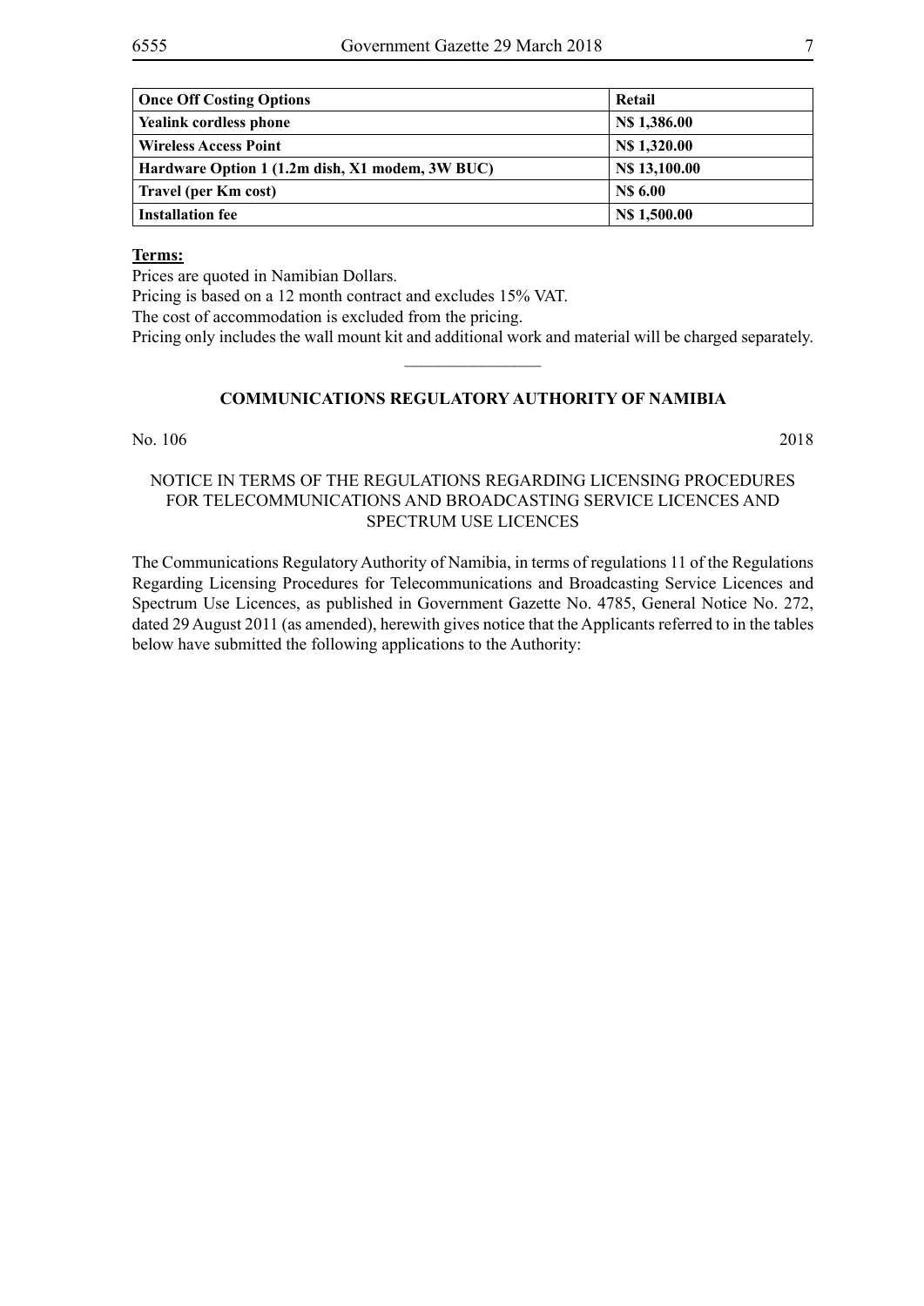| **Once Off Costing Options** | **Retail** |
|---|---|
| **Yealink cordless phone** | **N$ 1,386.00** |
| **Wireless Access Point** | **N$ 1,320.00** |
| **Hardware Option 1 (1.2m dish, X1 modem, 3W BUC)** | **N$ 13,100.00** |
| **Travel (per Km cost)** | **N$ 6.00** |
| **Installation fee** | **N$ 1,500.00** |

**Terms:**

Prices are quoted in Namibian Dollars.

Pricing is based on a 12 month contract and excludes 15% VAT.

The cost of accommodation is excluded from the pricing.

Pricing only includes the wall mount kit and additional work and material will be charged separately.

---

## COMMUNICATIONS REGULATORY AUTHORITY OF NAMIBIA

No. 106 2018

NOTICE IN TERMS OF THE REGULATIONS REGARDING LICENSING PROCEDURES FOR TELECOMMUNICATIONS AND BROADCASTING SERVICE LICENCES AND SPECTRUM USE LICENCES

The Communications Regulatory Authority of Namibia, in terms of regulations 11 of the Regulations Regarding Licensing Procedures for Telecommunications and Broadcasting Service Licences and Spectrum Use Licences, as published in Government Gazette No. 4785, General Notice No. 272, dated 29 August 2011 (as amended), herewith gives notice that the Applicants referred to in the tables below have submitted the following applications to the Authority: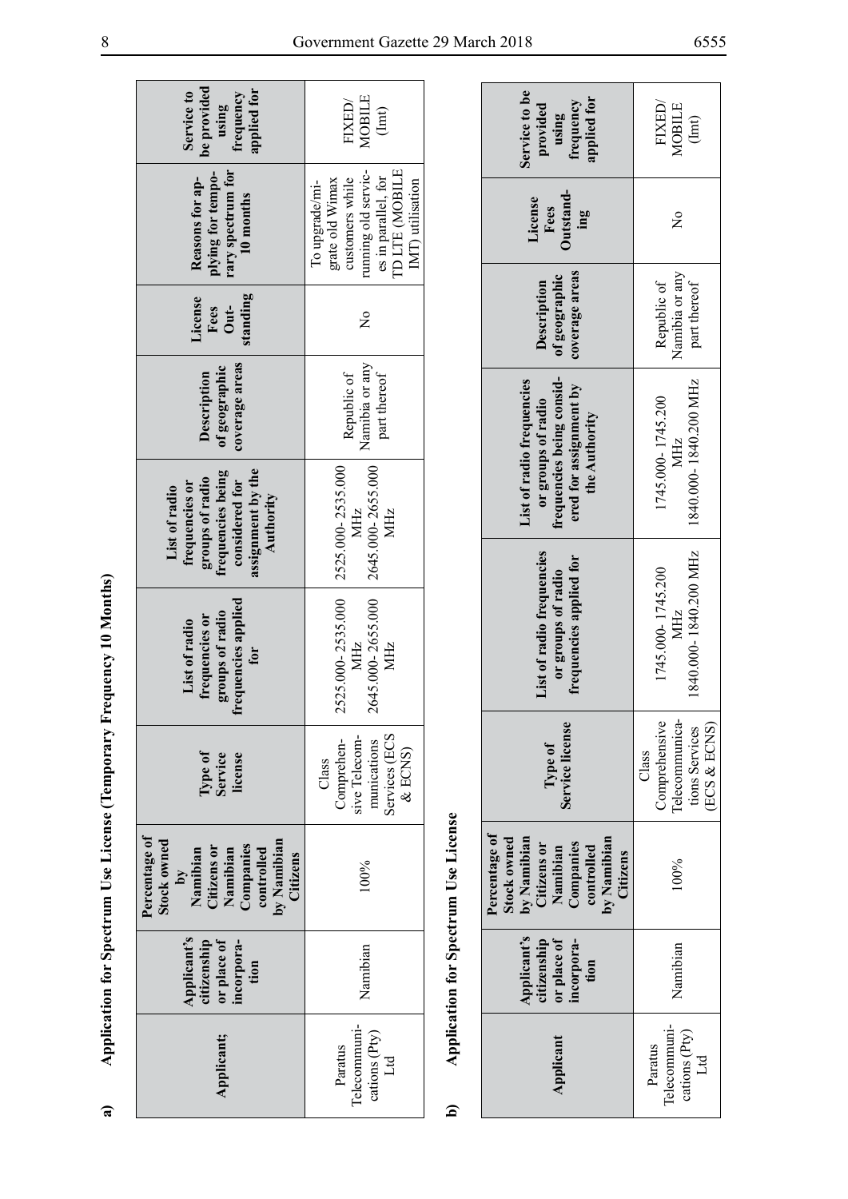a) **Application for Spectrum Use License (Temporary Frequency 10 Months)**

| Applicant; | Applicant's citizenship or place of incorporation | Percentage of Stock owned by Namibian Citizens or Namibian Companies controlled by Namibian Citizens | Type of Service license | List of radio frequencies or groups of radio frequencies applied for | List of radio frequencies or groups of radio frequencies being considered for assignment by the Authority | Description of geographic coverage areas | License Fees Outstanding | Reasons for applying for temporary spectrum for 10 months | Service to be provided using frequency applied for |
|---|---|---|---|---|---|---|---|---|---|
| Paratus Telecommunications (Pty) Ltd | Namibian | 100% | Class Comprehensive Telecommunications Services (ECS & ECNS) | 2525.000- 2535.000 MHz 2645.000- 2655.000 MHz | 2525.000- 2535.000 MHz 2645.000- 2655.000 MHz | Republic of Namibia or any part thereof | No | To upgrade/migrate old Wimax customers while running old services in parallel, for TD LTE (MOBILE IMT) utilisation | FIXED/ MOBILE (Imt) |

b) **Application for Spectrum Use License**

| Applicant | Applicant's citizenship or place of incorporation | Percentage of Stock owned by Namibian Citizens or Namibian Companies controlled by Namibian Citizens | Type of Service license | List of radio frequencies or groups of radio frequencies applied for | List of radio frequencies or groups of radio frequencies being considered for assignment by the Authority | Description of geographic coverage areas | License Fees Outstanding | Service to be provided using frequency applied for |
|---|---|---|---|---|---|---|---|---|
| Paratus Telecommunications (Pty) Ltd | Namibian | 100% | Class Comprehensive Telecommunications Services (ECS & ECNS) | 1745.000- 1745.200 MHz 1840.000- 1840.200 MHz | 1745.000- 1745.200 MHz 1840.000- 1840.200 MHz | Republic of Namibia or any part thereof | No | FIXED/ MOBILE (Imt) |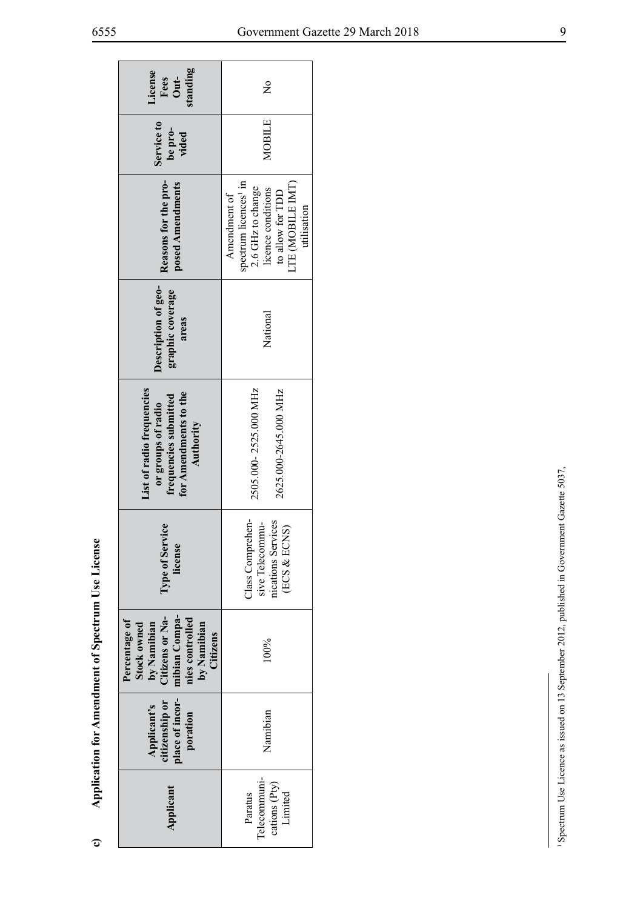**c) Application for Amendment of Spectrum Use License**

| Applicant | Applicant's citizenship or place of incorporation | Percentage of Stock owned by Namibian Citizens or Namibian Companies controlled by Namibian Citizens | Type of Service license | List of radio frequencies or groups of radio frequencies submitted for Amendments to the Authority | Description of geographic coverage areas | Reasons for the proposed Amendments | Service to be provided | License Fees Outstanding |
|---|---|---|---|---|---|---|---|---|
| Paratus Telecommunications (Pty) Limited | Namibian | 100% | Class Comprehensive Telecommunications Services (ECS & ECNS) | 2505.000- 2525.000 MHz<br>2625.000-2645.000 MHz | National | Amendment of spectrum licences[1] in 2.6 GHz to change licence conditions to allow for TDD LTE (MOBILE IMT) utilisation | MOBILE | No |

[1] Spectrum Use Licence as issued on 13 September 2012, published in Government Gazette 5037,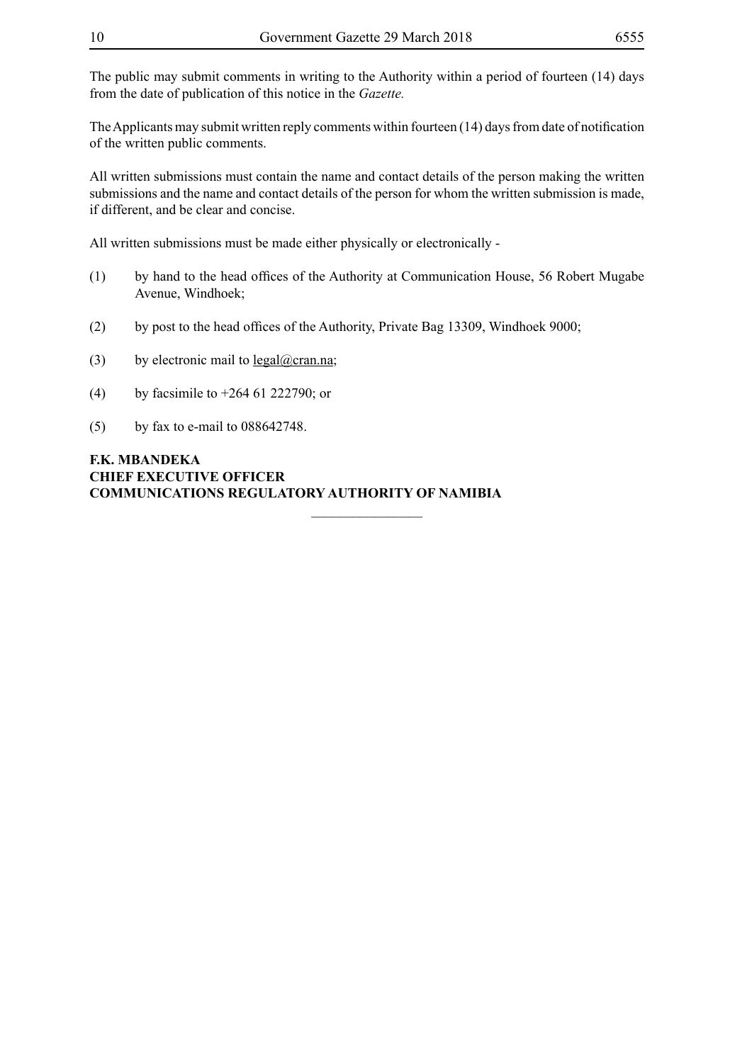The public may submit comments in writing to the Authority within a period of fourteen (14) days from the date of publication of this notice in the *Gazette.*

The Applicants may submit written reply comments within fourteen (14) days from date of notification of the written public comments.

All written submissions must contain the name and contact details of the person making the written submissions and the name and contact details of the person for whom the written submission is made, if different, and be clear and concise.

All written submissions must be made either physically or electronically -

(1) by hand to the head offices of the Authority at Communication House, 56 Robert Mugabe Avenue, Windhoek;

(2) by post to the head offices of the Authority, Private Bag 13309, Windhoek 9000;

(3) by electronic mail to legal@cran.na;

(4) by facsimile to +264 61 222790; or

(5) by fax to e-mail to 088642748.

**F.K. MBANDEKA**
**CHIEF EXECUTIVE OFFICER**
**COMMUNICATIONS REGULATORY AUTHORITY OF NAMIBIA**